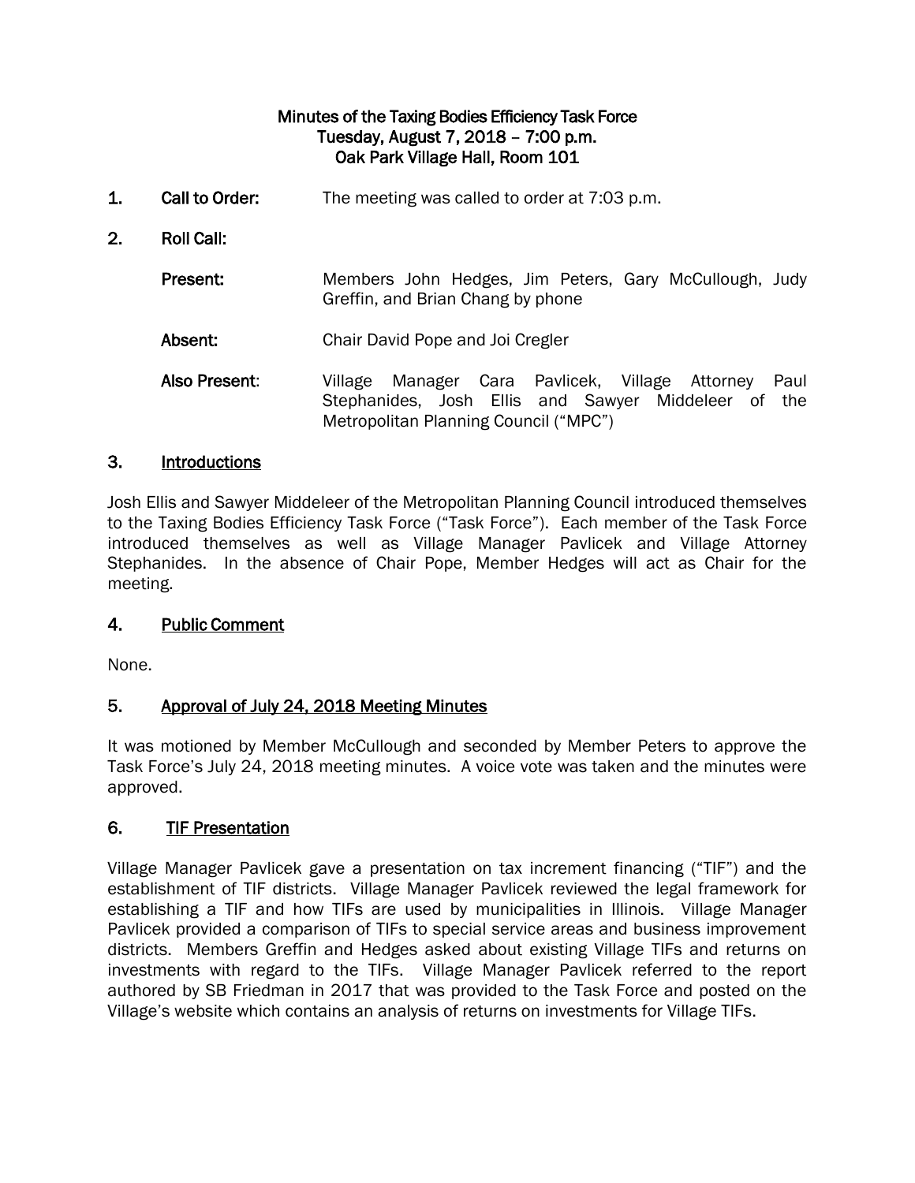# Minutes of the Taxing Bodies Efficiency Task Force
## Tuesday, August 7, 2018 – 7:00 p.m.
## Oak Park Village Hall, Room 101

1. **Call to Order:** The meeting was called to order at 7:03 p.m.

2. **Roll Call:**

   **Present:** Members John Hedges, Jim Peters, Gary McCullough, Judy Greffin, and Brian Chang by phone

   **Absent:** Chair David Pope and Joi Cregler

   **Also Present:** Village Manager Cara Pavlicek, Village Attorney Paul Stephanides, Josh Ellis and Sawyer Middeleer of the Metropolitan Planning Council ("MPC")

## 3. Introductions

Josh Ellis and Sawyer Middeleer of the Metropolitan Planning Council introduced themselves to the Taxing Bodies Efficiency Task Force ("Task Force"). Each member of the Task Force introduced themselves as well as Village Manager Pavlicek and Village Attorney Stephanides. In the absence of Chair Pope, Member Hedges will act as Chair for the meeting.

## 4. Public Comment

None.

## 5. Approval of July 24, 2018 Meeting Minutes

It was motioned by Member McCullough and seconded by Member Peters to approve the Task Force's July 24, 2018 meeting minutes. A voice vote was taken and the minutes were approved.

## 6. TIF Presentation

Village Manager Pavlicek gave a presentation on tax increment financing ("TIF") and the establishment of TIF districts. Village Manager Pavlicek reviewed the legal framework for establishing a TIF and how TIFs are used by municipalities in Illinois. Village Manager Pavlicek provided a comparison of TIFs to special service areas and business improvement districts. Members Greffin and Hedges asked about existing Village TIFs and returns on investments with regard to the TIFs. Village Manager Pavlicek referred to the report authored by SB Friedman in 2017 that was provided to the Task Force and posted on the Village's website which contains an analysis of returns on investments for Village TIFs.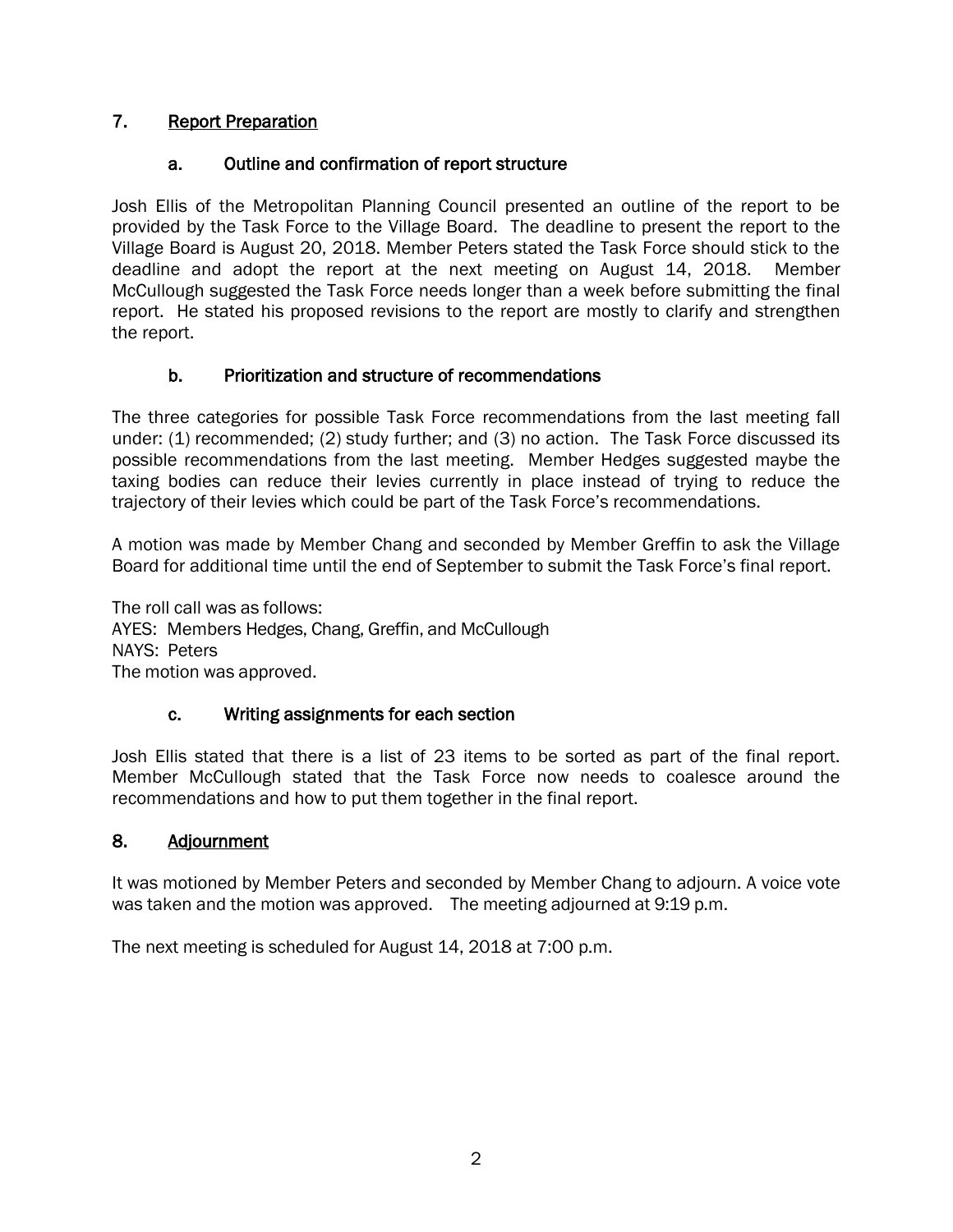## 7. Report Preparation

### a. Outline and confirmation of report structure

Josh Ellis of the Metropolitan Planning Council presented an outline of the report to be provided by the Task Force to the Village Board. The deadline to present the report to the Village Board is August 20, 2018. Member Peters stated the Task Force should stick to the deadline and adopt the report at the next meeting on August 14, 2018. Member McCullough suggested the Task Force needs longer than a week before submitting the final report. He stated his proposed revisions to the report are mostly to clarify and strengthen the report.

### b. Prioritization and structure of recommendations

The three categories for possible Task Force recommendations from the last meeting fall under: (1) recommended; (2) study further; and (3) no action. The Task Force discussed its possible recommendations from the last meeting. Member Hedges suggested maybe the taxing bodies can reduce their levies currently in place instead of trying to reduce the trajectory of their levies which could be part of the Task Force's recommendations.

A motion was made by Member Chang and seconded by Member Greffin to ask the Village Board for additional time until the end of September to submit the Task Force's final report.

The roll call was as follows:
AYES: Members Hedges, Chang, Greffin, and McCullough
NAYS: Peters
The motion was approved.

### c. Writing assignments for each section

Josh Ellis stated that there is a list of 23 items to be sorted as part of the final report. Member McCullough stated that the Task Force now needs to coalesce around the recommendations and how to put them together in the final report.

## 8. Adjournment

It was motioned by Member Peters and seconded by Member Chang to adjourn. A voice vote was taken and the motion was approved. The meeting adjourned at 9:19 p.m.

The next meeting is scheduled for August 14, 2018 at 7:00 p.m.